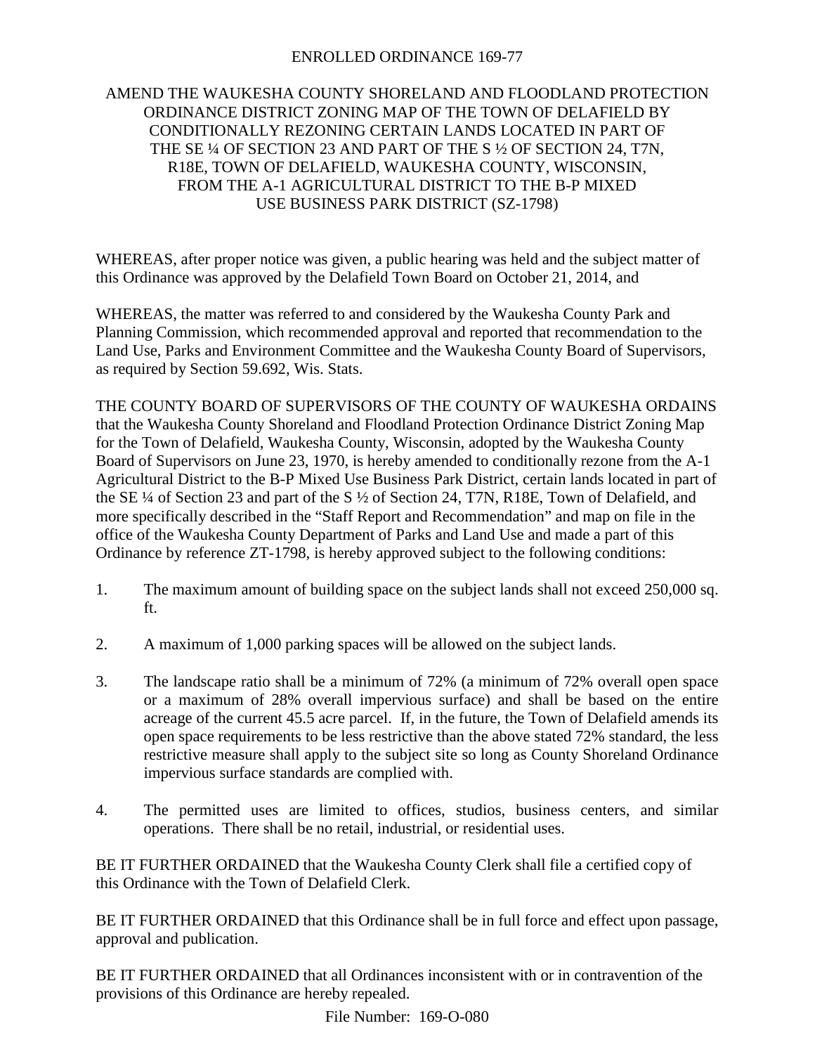# ENROLLED ORDINANCE 169-77

## AMEND THE WAUKESHA COUNTY SHORELAND AND FLOODLAND PROTECTION ORDINANCE DISTRICT ZONING MAP OF THE TOWN OF DELAFIELD BY CONDITIONALLY REZONING CERTAIN LANDS LOCATED IN PART OF THE SE ¼ OF SECTION 23 AND PART OF THE S ½ OF SECTION 24, T7N, R18E, TOWN OF DELAFIELD, WAUKESHA COUNTY, WISCONSIN, FROM THE A-1 AGRICULTURAL DISTRICT TO THE B-P MIXED USE BUSINESS PARK DISTRICT (SZ-1798)

WHEREAS, after proper notice was given, a public hearing was held and the subject matter of this Ordinance was approved by the Delafield Town Board on October 21, 2014, and

WHEREAS, the matter was referred to and considered by the Waukesha County Park and Planning Commission, which recommended approval and reported that recommendation to the Land Use, Parks and Environment Committee and the Waukesha County Board of Supervisors, as required by Section 59.692, Wis. Stats.

THE COUNTY BOARD OF SUPERVISORS OF THE COUNTY OF WAUKESHA ORDAINS that the Waukesha County Shoreland and Floodland Protection Ordinance District Zoning Map for the Town of Delafield, Waukesha County, Wisconsin, adopted by the Waukesha County Board of Supervisors on June 23, 1970, is hereby amended to conditionally rezone from the A-1 Agricultural District to the B-P Mixed Use Business Park District, certain lands located in part of the SE ¼ of Section 23 and part of the S ½ of Section 24, T7N, R18E, Town of Delafield, and more specifically described in the "Staff Report and Recommendation" and map on file in the office of the Waukesha County Department of Parks and Land Use and made a part of this Ordinance by reference ZT-1798, is hereby approved subject to the following conditions:

1. The maximum amount of building space on the subject lands shall not exceed 250,000 sq. ft.

2. A maximum of 1,000 parking spaces will be allowed on the subject lands.

3. The landscape ratio shall be a minimum of 72% (a minimum of 72% overall open space or a maximum of 28% overall impervious surface) and shall be based on the entire acreage of the current 45.5 acre parcel. If, in the future, the Town of Delafield amends its open space requirements to be less restrictive than the above stated 72% standard, the less restrictive measure shall apply to the subject site so long as County Shoreland Ordinance impervious surface standards are complied with.

4. The permitted uses are limited to offices, studios, business centers, and similar operations. There shall be no retail, industrial, or residential uses.

BE IT FURTHER ORDAINED that the Waukesha County Clerk shall file a certified copy of this Ordinance with the Town of Delafield Clerk.

BE IT FURTHER ORDAINED that this Ordinance shall be in full force and effect upon passage, approval and publication.

BE IT FURTHER ORDAINED that all Ordinances inconsistent with or in contravention of the provisions of this Ordinance are hereby repealed.

File Number: 169-O-080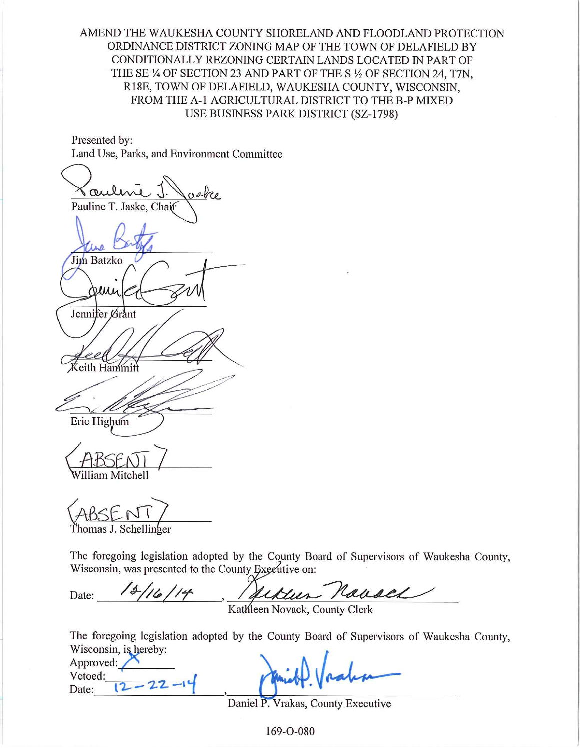AMEND THE WAUKESHA COUNTY SHORELAND AND FLOODLAND PROTECTION ORDINANCE DISTRICT ZONING MAP OF THE TOWN OF DELAFIELD BY CONDITIONALLY REZONING CERTAIN LANDS LOCATED IN PART OF THE SE ¼ OF SECTION 23 AND PART OF THE S ½ OF SECTION 24, T7N, R18E, TOWN OF DELAFIELD, WAUKESHA COUNTY, WISCONSIN, FROM THE A-1 AGRICULTURAL DISTRICT TO THE B-P MIXED USE BUSINESS PARK DISTRICT (SZ-1798)

Presented by:
Land Use, Parks, and Environment Committee

Pauline T. Jaske, Chair

Jim Batzko

Jennifer Grant

Keith Hammitt

Eric Highum

ABSENT
William Mitchell

ABSENT
Thomas J. Schellinger

The foregoing legislation adopted by the County Board of Supervisors of Waukesha County, Wisconsin, was presented to the County Executive on:

Date: 12/16/14, Kathleen Novack, County Clerk

The foregoing legislation adopted by the County Board of Supervisors of Waukesha County, Wisconsin, is hereby:

Approved: X
Vetoed:
Date: 12-22-14, Daniel P. Vrakas, County Executive

169-O-080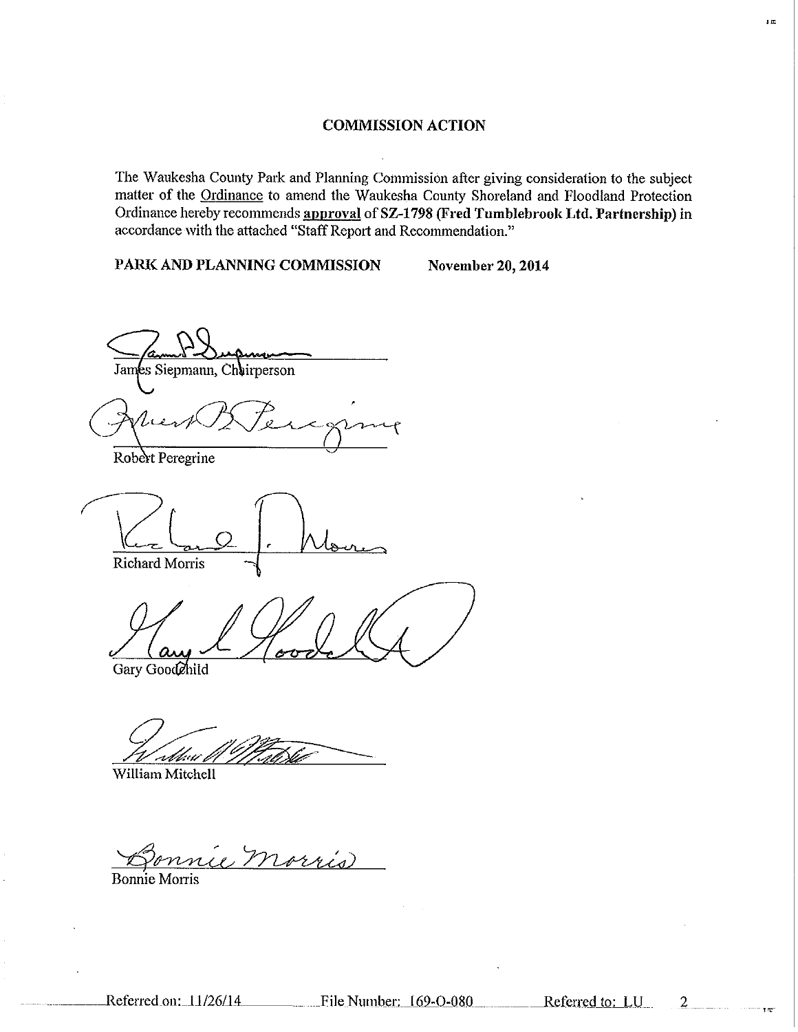## COMMISSION ACTION

The Waukesha County Park and Planning Commission after giving consideration to the subject matter of the Ordinance to amend the Waukesha County Shoreland and Floodland Protection Ordinance hereby recommends **approval** of **SZ-1798 (Fred Tumblebrook Ltd. Partnership)** in accordance with the attached "Staff Report and Recommendation."

**PARK AND PLANNING COMMISSION** **November 20, 2014**

James Siepmann, Chairperson

Robert Peregrine

Richard Morris

Gary Goodchild

William Mitchell

Bonnie Morris

Referred on: 11/26/14 File Number: 169-O-080 Referred to: LU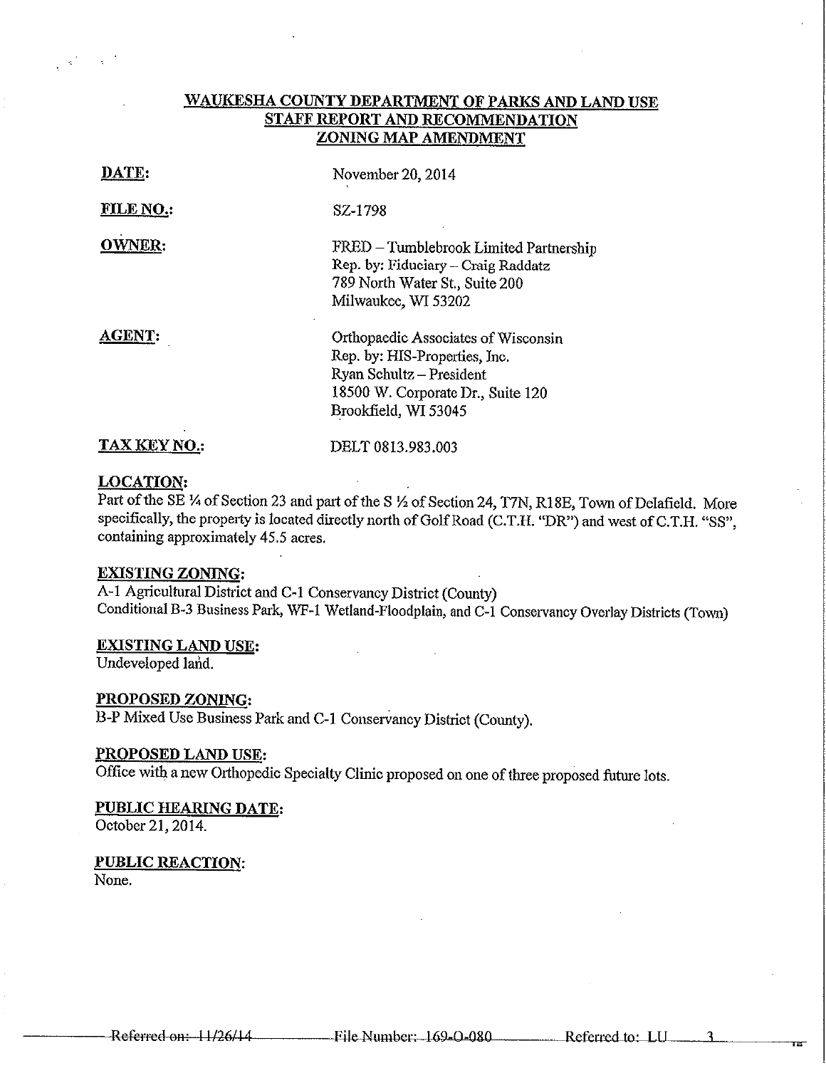# WAUKESHA COUNTY DEPARTMENT OF PARKS AND LAND USE
## STAFF REPORT AND RECOMMENDATION
## ZONING MAP AMENDMENT

**DATE:** November 20, 2014

**FILE NO.:** SZ-1798

**OWNER:** FRED – Tumblebrook Limited Partnership
Rep. by: Fiduciary – Craig Raddatz
789 North Water St., Suite 200
Milwaukee, WI 53202

**AGENT:** Orthopaedic Associates of Wisconsin
Rep. by: HIS-Properties, Inc.
Ryan Schultz – President
18500 W. Corporate Dr., Suite 120
Brookfield, WI 53045

**TAX KEY NO.:** DELT 0813.983.003

**LOCATION:**
Part of the SE ¼ of Section 23 and part of the S ½ of Section 24, T7N, R18E, Town of Delafield. More specifically, the property is located directly north of Golf Road (C.T.H. "DR") and west of C.T.H. "SS", containing approximately 45.5 acres.

**EXISTING ZONING:**
A-1 Agricultural District and C-1 Conservancy District (County)
Conditional B-3 Business Park, WF-1 Wetland-Floodplain, and C-1 Conservancy Overlay Districts (Town)

**EXISTING LAND USE:**
Undeveloped land.

**PROPOSED ZONING:**
B-P Mixed Use Business Park and C-1 Conservancy District (County).

**PROPOSED LAND USE:**
Office with a new Orthopedic Specialty Clinic proposed on one of three proposed future lots.

**PUBLIC HEARING DATE:**
October 21, 2014.

**PUBLIC REACTION:**
None.

~~Referred on: 11/26/14~~ ~~File Number: 169-O-080~~ Referred to: LU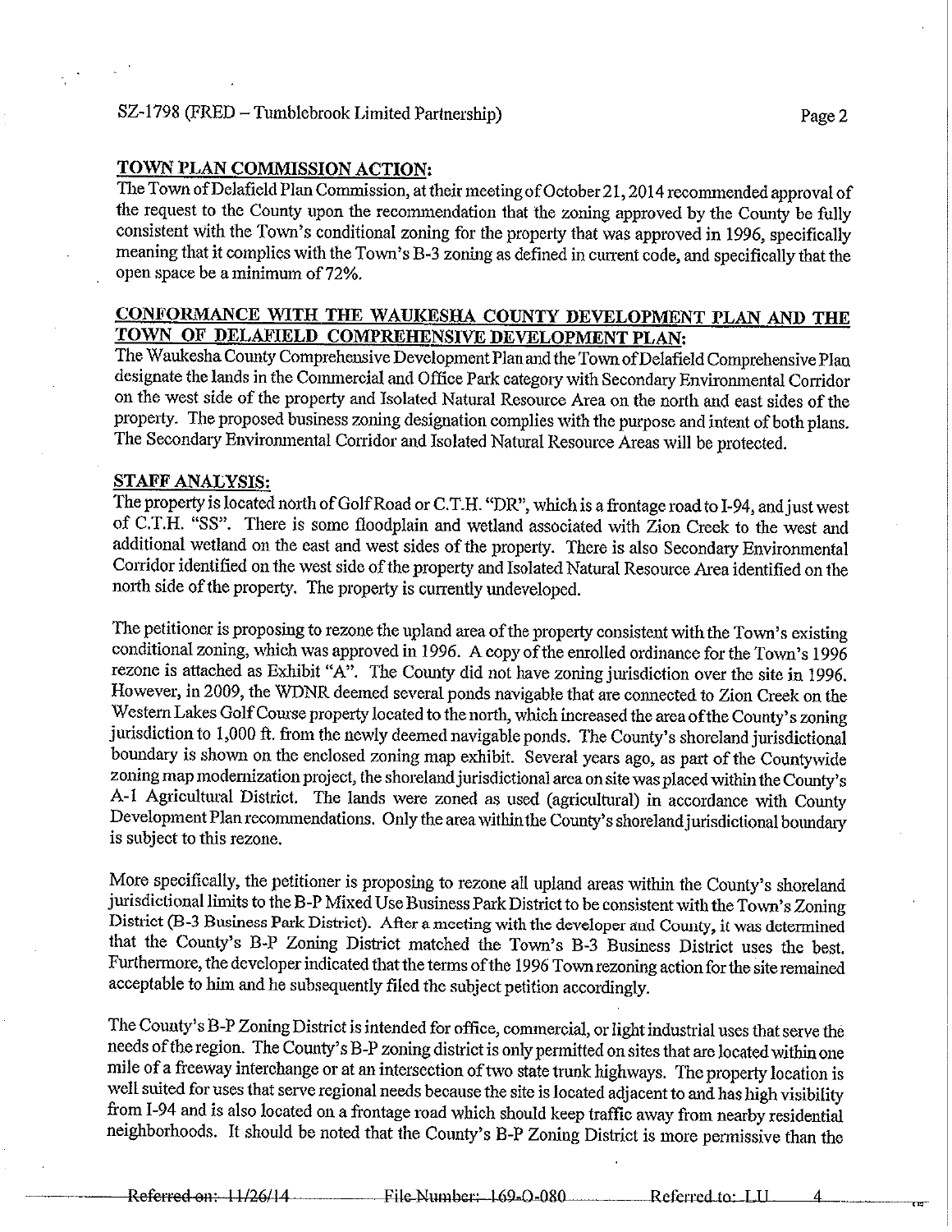## TOWN PLAN COMMISSION ACTION:

The Town of Delafield Plan Commission, at their meeting of October 21, 2014 recommended approval of the request to the County upon the recommendation that the zoning approved by the County be fully consistent with the Town's conditional zoning for the property that was approved in 1996, specifically meaning that it complies with the Town's B-3 zoning as defined in current code, and specifically that the open space be a minimum of 72%.

## CONFORMANCE WITH THE WAUKESHA COUNTY DEVELOPMENT PLAN AND THE TOWN OF DELAFIELD COMPREHENSIVE DEVELOPMENT PLAN:

The Waukesha County Comprehensive Development Plan and the Town of Delafield Comprehensive Plan designate the lands in the Commercial and Office Park category with Secondary Environmental Corridor on the west side of the property and Isolated Natural Resource Area on the north and east sides of the property. The proposed business zoning designation complies with the purpose and intent of both plans. The Secondary Environmental Corridor and Isolated Natural Resource Areas will be protected.

## STAFF ANALYSIS:

The property is located north of Golf Road or C.T.H. "DR", which is a frontage road to I-94, and just west of C.T.H. "SS". There is some floodplain and wetland associated with Zion Creek to the west and additional wetland on the east and west sides of the property. There is also Secondary Environmental Corridor identified on the west side of the property and Isolated Natural Resource Area identified on the north side of the property. The property is currently undeveloped.

The petitioner is proposing to rezone the upland area of the property consistent with the Town's existing conditional zoning, which was approved in 1996. A copy of the enrolled ordinance for the Town's 1996 rezone is attached as Exhibit "A". The County did not have zoning jurisdiction over the site in 1996. However, in 2009, the WDNR deemed several ponds navigable that are connected to Zion Creek on the Western Lakes Golf Course property located to the north, which increased the area of the County's zoning jurisdiction to 1,000 ft. from the newly deemed navigable ponds. The County's shoreland jurisdictional boundary is shown on the enclosed zoning map exhibit. Several years ago, as part of the Countywide zoning map modernization project, the shoreland jurisdictional area on site was placed within the County's A-1 Agricultural District. The lands were zoned as used (agricultural) in accordance with County Development Plan recommendations. Only the area within the County's shoreland jurisdictional boundary is subject to this rezone.

More specifically, the petitioner is proposing to rezone all upland areas within the County's shoreland jurisdictional limits to the B-P Mixed Use Business Park District to be consistent with the Town's Zoning District (B-3 Business Park District). After a meeting with the developer and County, it was determined that the County's B-P Zoning District matched the Town's B-3 Business District uses the best. Furthermore, the developer indicated that the terms of the 1996 Town rezoning action for the site remained acceptable to him and he subsequently filed the subject petition accordingly.

The County's B-P Zoning District is intended for office, commercial, or light industrial uses that serve the needs of the region. The County's B-P zoning district is only permitted on sites that are located within one mile of a freeway interchange or at an intersection of two state trunk highways. The property location is well suited for uses that serve regional needs because the site is located adjacent to and has high visibility from I-94 and is also located on a frontage road which should keep traffic away from nearby residential neighborhoods. It should be noted that the County's B-P Zoning District is more permissive than the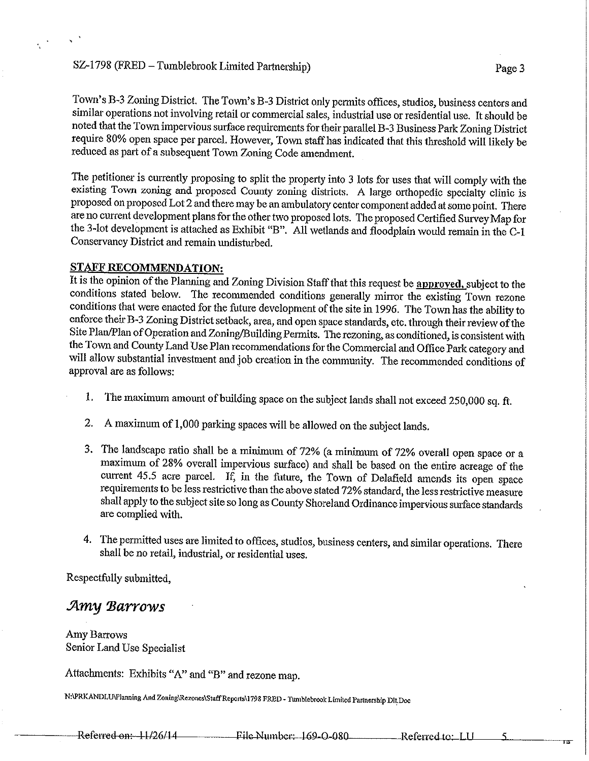Town's B-3 Zoning District. The Town's B-3 District only permits offices, studios, business centers and similar operations not involving retail or commercial sales, industrial use or residential use. It should be noted that the Town impervious surface requirements for their parallel B-3 Business Park Zoning District require 80% open space per parcel. However, Town staff has indicated that this threshold will likely be reduced as part of a subsequent Town Zoning Code amendment.

The petitioner is currently proposing to split the property into 3 lots for uses that will comply with the existing Town zoning and proposed County zoning districts. A large orthopedic specialty clinic is proposed on proposed Lot 2 and there may be an ambulatory center component added at some point. There are no current development plans for the other two proposed lots. The proposed Certified Survey Map for the 3-lot development is attached as Exhibit "B". All wetlands and floodplain would remain in the C-1 Conservancy District and remain undisturbed.

**STAFF RECOMMENDATION:**

It is the opinion of the Planning and Zoning Division Staff that this request be **approved,** subject to the conditions stated below. The recommended conditions generally mirror the existing Town rezone conditions that were enacted for the future development of the site in 1996. The Town has the ability to enforce their B-3 Zoning District setback, area, and open space standards, etc. through their review of the Site Plan/Plan of Operation and Zoning/Building Permits. The rezoning, as conditioned, is consistent with the Town and County Land Use Plan recommendations for the Commercial and Office Park category and will allow substantial investment and job creation in the community. The recommended conditions of approval are as follows:

1. The maximum amount of building space on the subject lands shall not exceed 250,000 sq. ft.

2. A maximum of 1,000 parking spaces will be allowed on the subject lands.

3. The landscape ratio shall be a minimum of 72% (a minimum of 72% overall open space or a maximum of 28% overall impervious surface) and shall be based on the entire acreage of the current 45.5 acre parcel. If, in the future, the Town of Delafield amends its open space requirements to be less restrictive than the above stated 72% standard, the less restrictive measure shall apply to the subject site so long as County Shoreland Ordinance impervious surface standards are complied with.

4. The permitted uses are limited to offices, studios, business centers, and similar operations. There shall be no retail, industrial, or residential uses.

Respectfully submitted,

*Amy Barrows*

Amy Barrows
Senior Land Use Specialist

Attachments: Exhibits "A" and "B" and rezone map.

N:\PRKANDLU\Planning And Zoning\Rezones\Staff Reports\1798 FRED - Tumblebrook Limited Partnership Dlt.Doc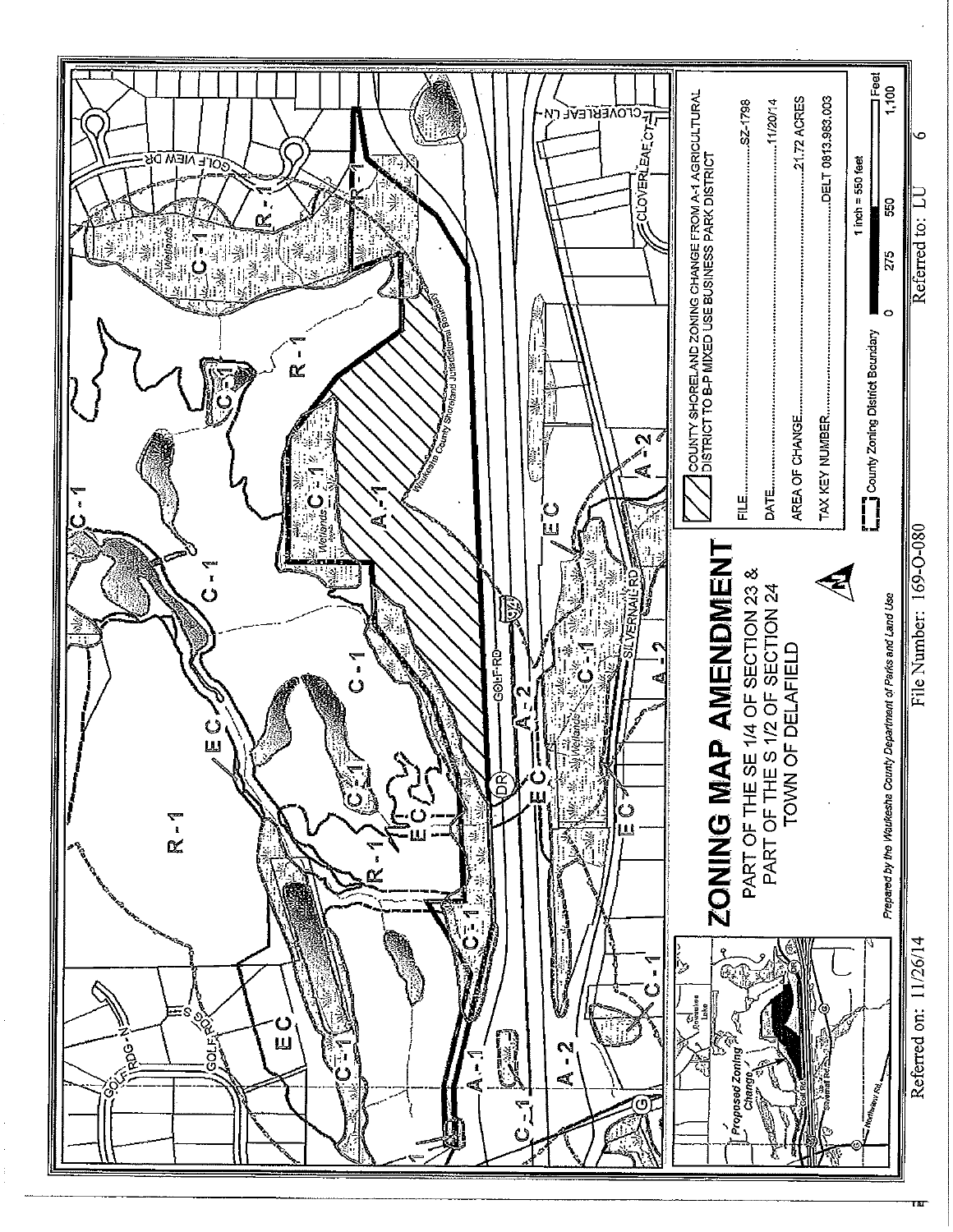# ZONING MAP AMENDMENT

PART OF THE SE 1/4 OF SECTION 23 &
PART OF THE S 1/2 OF SECTION 24
TOWN OF DELAFIELD

*Prepared by the Waukesha County Department of Parks and Land Use*

COUNTY SHORELAND ZONING CHANGE FROM A-1 AGRICULTURAL DISTRICT TO B-P MIXED USE BUSINESS PARK DISTRICT

| | |
|---|---|
| FILE | SZ-1798 |
| DATE | 11/20/14 |
| AREA OF CHANGE | 21.72 ACRES |
| TAX KEY NUMBER | DELT 0813.963.003 |

County Zoning District Boundary

1 inch = 550 feet

0 275 550 1,100 Feet

Referred on: 11/26/14 File Number: 169-O-080 Referred to: LU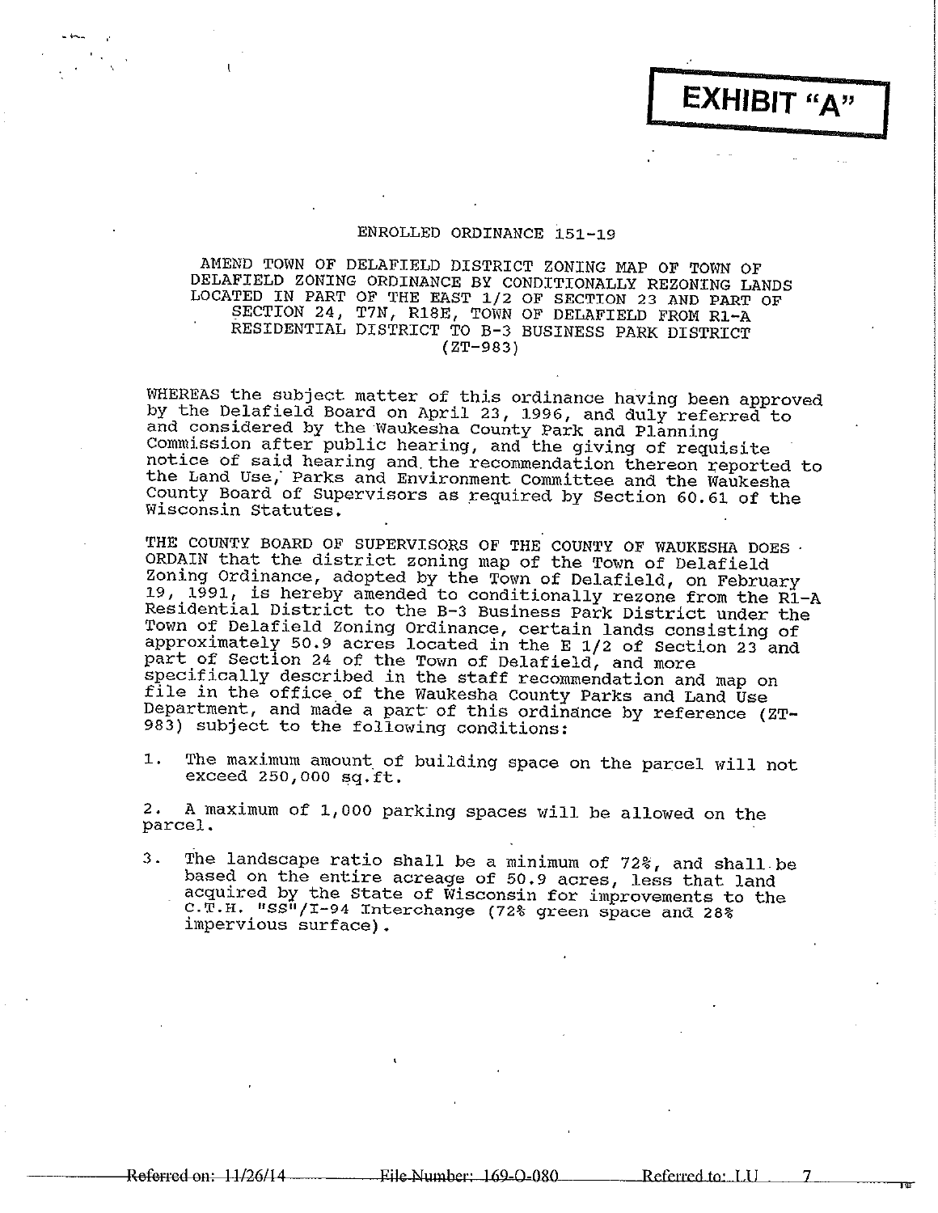**EXHIBIT "A"**

ENROLLED ORDINANCE 151-19

AMEND TOWN OF DELAFIELD DISTRICT ZONING MAP OF TOWN OF DELAFIELD ZONING ORDINANCE BY CONDITIONALLY REZONING LANDS LOCATED IN PART OF THE EAST 1/2 OF SECTION 23 AND PART OF SECTION 24, T7N, R18E, TOWN OF DELAFIELD FROM R1-A RESIDENTIAL DISTRICT TO B-3 BUSINESS PARK DISTRICT (ZT-983)

WHEREAS the subject matter of this ordinance having been approved by the Delafield Board on April 23, 1996, and duly referred to and considered by the Waukesha County Park and Planning Commission after public hearing, and the giving of requisite notice of said hearing and the recommendation thereon reported to the Land Use, Parks and Environment Committee and the Waukesha County Board of Supervisors as required by Section 60.61 of the Wisconsin Statutes.

THE COUNTY BOARD OF SUPERVISORS OF THE COUNTY OF WAUKESHA DOES ORDAIN that the district zoning map of the Town of Delafield Zoning Ordinance, adopted by the Town of Delafield, on February 19, 1991, is hereby amended to conditionally rezone from the R1-A Residential District to the B-3 Business Park District under the Town of Delafield Zoning Ordinance, certain lands consisting of approximately 50.9 acres located in the E 1/2 of Section 23 and part of Section 24 of the Town of Delafield, and more specifically described in the staff recommendation and map on file in the office of the Waukesha County Parks and Land Use Department, and made a part of this ordinance by reference (ZT-983) subject to the following conditions:

1. The maximum amount of building space on the parcel will not exceed 250,000 sq.ft.

2. A maximum of 1,000 parking spaces will be allowed on the parcel.

3. The landscape ratio shall be a minimum of 72%, and shall be based on the entire acreage of 50.9 acres, less that land acquired by the State of Wisconsin for improvements to the C.T.H. "SS"/I-94 Interchange (72% green space and 28% impervious surface).

~~Referred on: 11/26/14~~ ~~File Number: 169-O-080~~ ~~Referred to: LU~~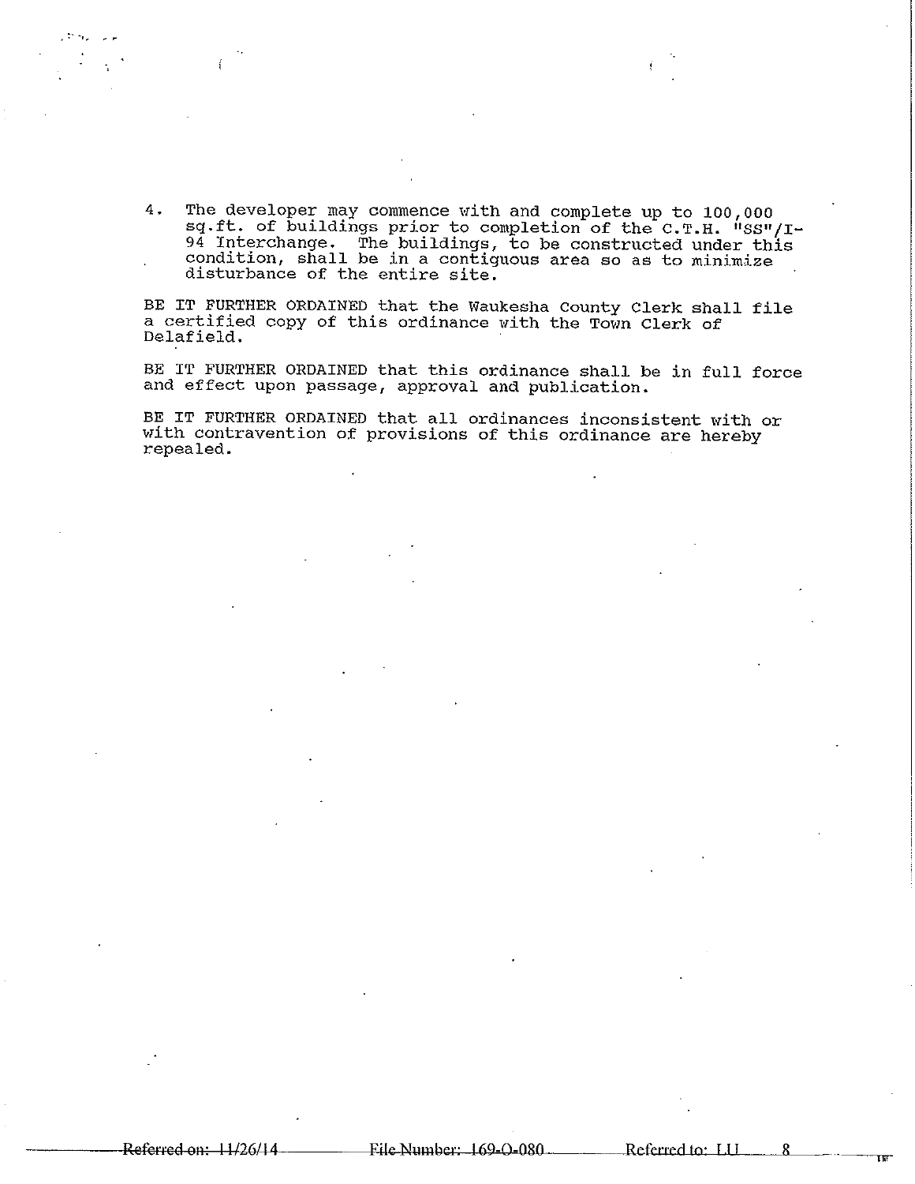4. The developer may commence with and complete up to 100,000 sq.ft. of buildings prior to completion of the C.T.H. "SS"/I-94 Interchange. The buildings, to be constructed under this condition, shall be in a contiguous area so as to minimize disturbance of the entire site.

BE IT FURTHER ORDAINED that the Waukesha County Clerk shall file a certified copy of this ordinance with the Town Clerk of Delafield.

BE IT FURTHER ORDAINED that this ordinance shall be in full force and effect upon passage, approval and publication.

BE IT FURTHER ORDAINED that all ordinances inconsistent with or with contravention of provisions of this ordinance are hereby repealed.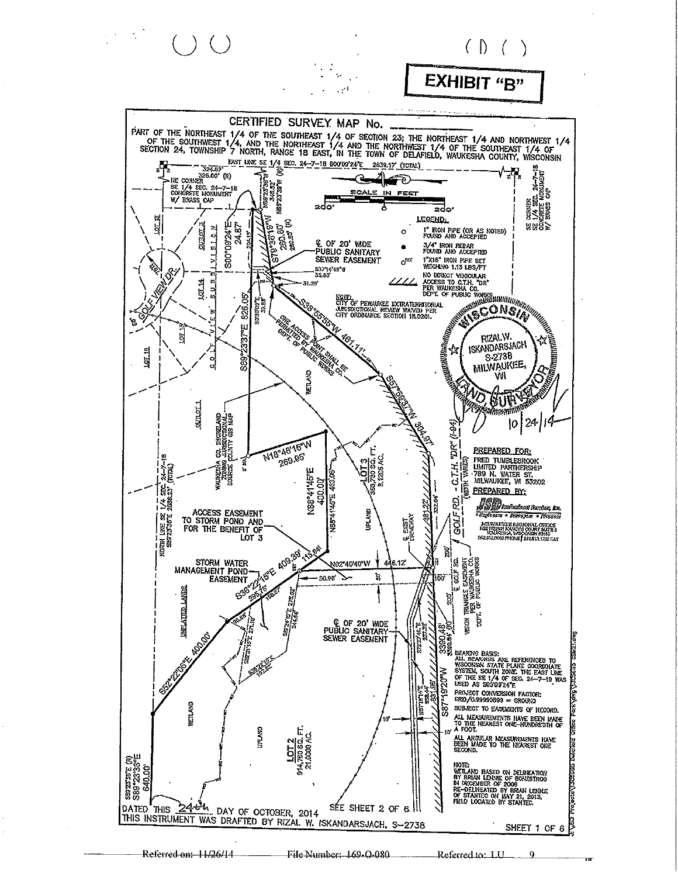**EXHIBIT "B"**

# CERTIFIED SURVEY MAP No. ______

PART OF THE NORTHEAST 1/4 OF THE SOUTHEAST 1/4 OF SECTION 23; THE NORTHEAST 1/4 AND NORTHWEST 1/4 OF THE SOUTHWEST 1/4, AND THE NORTHEAST 1/4 AND THE NORTHWEST 1/4 OF THE SOUTHEAST 1/4 OF SECTION 24, TOWNSHIP 7 NORTH, RANGE 18 EAST, IN THE TOWN OF DELAFIELD, WAUKESHA COUNTY, WISCONSIN

EAST LINE SE 1/4 SEC. 24-7-18 S00°09'24"E 2639.17' (TOTAL)

NE CORNER SE 1/4 SEC. 24-7-18 CONCRETE MONUMENT W/ BRASS CAP

SE CORNER SE 1/4 SEC. 24-7-18 CONCRETE MONUMENT W/ BRASS CAP

SCALE IN FEET

200' 0 200'

**LEGEND:**

- 1" IRON PIPE (OR AS NOTED) FOUND AND ACCEPTED
- 3/4" IRON REBAR FOUND AND ACCEPTED
- 1"X18" IRON PIPE SET WEIGHING 1.13 LBS/FT
- NO DIRECT VEHICULAR ACCESS TO C.T.H. "DR" PER WAUKESHA CO. DEPT. OF PUBLIC WORKS

NOTE: CITY OF PEWAUKEE EXTRATERRITORIAL JURISDICTIONAL REVIEW WAIVED PER CITY ORDINANCE SECTION 18.0201.

℄ OF 20' WIDE PUBLIC SANITARY SEWER EASEMENT

ONE ACCESS POINT SHALL BE PERMITTED BY WAUKESHA CO. DEPT. OF PUBLIC WORKS

ACCESS EASEMENT TO STORM POND AND FOR THE BENEFIT OF LOT 3

STORM WATER MANAGEMENT POND EASEMENT

WAUKESHA CO. SHORELAND ZONING JURISDICTIONAL SOURCE: COUNTY GIS MAP

NORTH LINE SE 1/4 SEC. 24-7-18 S89°23'36"E 2686.23' (TOTAL)

GOLF VIEW DR. — GOLF VIEW SUBDIVISION — LOT 14, LOT 15, LOT 16, OUTLOT 1, OUTLOT 3

UNPLATTED LANDS

LOT 3 — 353,730 SQ. FT. 8.1206 AC.

LOT 2 — 914,760 SQ. FT. 21.0000 AC.

WETLAND — UPLAND

GOLF RD. - C.T.H. "DR" (I-94) (WIDTH VARIES)

VISION TRIANGLE EASEMENT PER WAUKESHA CO. DEPT. OF PUBLIC WORKS

EXIST. DRIVEWAY

Bearings/distances shown: 324.87', 325.00' (R), N89°23'36"W 345.52', N89°23'36"W (R), S00°09'24"E 24.87', S79°36'19"W 260.60', 260.80' (R), S37°14'45"W 33.83', 31.29', 30.58', S03°09'E, S89°23'37"E 826.05', S38°55'58"W 461.11', S57°59'13"W 304.97', N18°48'16"W 269.95', N88°41'45"E 400.00', N88°41'45"E 463.06', S36°22'15"E 409.39', 295.75', 113.64', N02°40'40"W 446.12', 50.98', S52°22'06"E 400.00', S89°23'35"E (R), S89°23'36"E 640.00', 381.22', 3390.48', S87°19'20"W, 200', 100', 220', 10'

**PREPARED FOR:**
FRED TUMBLEBROOK LIMITED PARTNERSHIP
789 N. WATER ST.
MILWAUKEE, WI 53202

**PREPARED BY:**
JSD Professional Services, Inc.
MILWAUKEE REGIONAL OFFICE
WAUKESHA, WISCONSIN

RIZAL W. ISKANDARSJACH S-2738 MILWAUKEE, WI — WISCONSIN LAND SURVEYOR

10/24/14

**BEARING BASIS:**
ALL BEARINGS ARE REFERENCED TO WISCONSIN STATE PLANE COORDINATE SYSTEM, SOUTH ZONE. THE EAST LINE OF THE SE 1/4 OF SEC. 24-7-18 WAS USED AS S00°09'24"E

PROJECT CONVERSION FACTOR: GRID/0.99990599 = GROUND

SUBJECT TO EASEMENTS OF RECORD.

ALL MEASUREMENTS HAVE BEEN MADE TO THE NEAREST ONE-HUNDREDTH OF A FOOT.

ALL ANGULAR MEASUREMENTS HAVE BEEN MADE TO THE NEAREST ONE SECOND.

NOTE:
WETLAND BASED ON DELINEATION BY BRIAN LENNIE OF BONESTROO IN DECEMBER OF 2006 RE-DELINEATED BY BRIAN LENNIE OF STANTEC ON MAY 21, 2013. FIELD LOCATED BY STANTEC.

SEE SHEET 2 OF 6

DATED THIS 24th DAY OF OCTOBER, 2014
THIS INSTRUMENT WAS DRAFTED BY RIZAL W. ISKANDARSJACH, S-2738

SHEET 1 OF 6

~~Referred on: 11/26/14~~ ~~File Number: 169-O-080~~ ~~Referred to: LU~~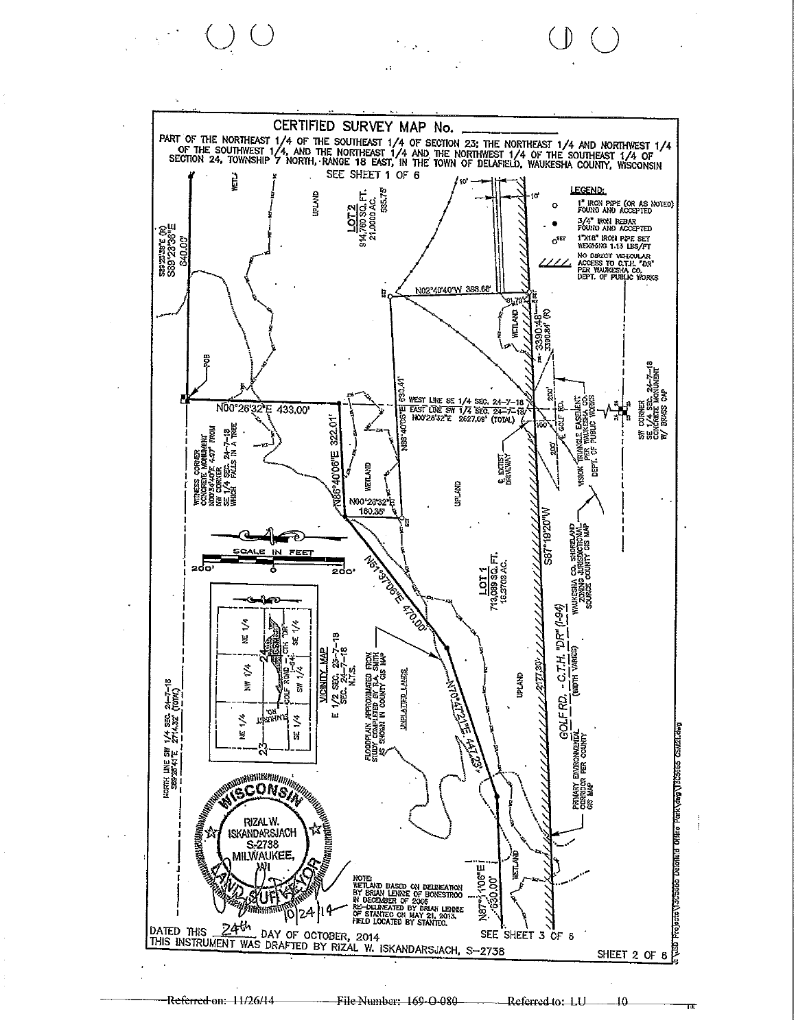# CERTIFIED SURVEY MAP No. ____________

PART OF THE NORTHEAST 1/4 OF THE SOUTHEAST 1/4 OF SECTION 23; THE NORTHEAST 1/4 AND NORTHWEST 1/4 OF THE SOUTHWEST 1/4, AND THE NORTHEAST 1/4 AND THE NORTHWEST 1/4 OF THE SOUTHEAST 1/4 OF SECTION 24, TOWNSHIP 7 NORTH, RANGE 18 EAST, IN THE TOWN OF DELAFIELD, WAUKESHA COUNTY, WISCONSIN

SEE SHEET 1 OF 6

**LEGEND:**

- 1" IRON PIPE (OR AS NOTED) FOUND AND ACCEPTED
- 3/4" IRON REBAR FOUND AND ACCEPTED
- SET: 1"X18" IRON PIPE SET WEIGHING 1.13 LBS/FT
- NO DIRECT VEHICULAR ACCESS TO C.T.H. "DR" PER WAUKESHA CO. DEPT. OF PUBLIC WORKS

LOT 2
914,760 SQ. FT.
21.0000 AC.

LOT 1
713,089 SQ. FT.
16.3703 AC.

S89°23'36"E 640.00'
S89°23'39"E (R)
N02°40'40"W 398.66'
N00°26'32"E 433.00'
N86°40'06"E 322.01'
N86°40'06"E 530.41'
N00°26'32"E 160.35'
N61°17'06"E 470.00'
N70°17'21"E 447.23'
N87°11'06"E 630.00'
S87°19'20"W
3390.48'
3390.84' (R)
2177.30'
535.75'
81.79'

POB

WEST LINE SE 1/4 SEC. 24-7-18
EAST LINE SW 1/4 SEC. 24-7-18
N00°26'32"E 2627.09' (TOTAL)

WITNESS CORNER CONCRETE MONUMENT N00°26'32"E 4.37' FROM NW CORNER SE 1/4 SEC. 24-7-18 WHICH FALLS IN A TREE

SW CORNER SE 1/4 SEC. 24-7-18 CONCRETE MONUMENT W/ BRASS CAP

VISION TRIANGLE EASEMENT PER WAUKESHA CO. DEPT. OF PUBLIC WORKS

℄ EXIST. DRIVEWAY

℄ GOLF RD.

WAUKESHA CO. SHORELAND ZONING JURISDICTIONAL SOURCE COUNTY GIS MAP

GOLF RD. - C.T.H. "DR" (I-94) (WIDTH VARIES)

PRIMARY ENVIRONMENTAL CORRIDOR PER COUNTY GIS MAP

FLOODPLAIN APPROXIMATED FROM STUDY COMPLETED BY R.A. SMITH AS SHOWN IN COUNTY GIS MAP

UNPLATTED LANDS

UPLAND
WETLAND

NORTH LINE SW 1/4 SEC. 24-7-18
S89°28'41"E 2714.32' (TOTAL)

SCALE IN FEET: 200' 0 200'

VICINITY MAP
E 1/2 SEC. 23-7-18
SEC. 24-7-18
N.T.S.

NOTE: WETLAND BASED ON DELINEATION BY BRIAN LENKE OF BONESTROO IN DECEMBER OF 2005 RE-DELINEATED BY BRIAN LENKE OF STANTEC ON MAY 21, 2013. FIELD LOCATED BY STANTEC.

WISCONSIN RIZAL W. ISKANDARSJACH S-2738 MILWAUKEE, WI LAND SURVEYOR 10/24/14

SEE SHEET 3 OF 6

DATED THIS 24th DAY OF OCTOBER, 2014
THIS INSTRUMENT WAS DRAFTED BY RIZAL W. ISKANDARSJACH, S-2738

SHEET 2 OF 6

Referred on: 11/26/14 File Number: 169-O-080 Referred to: LU 10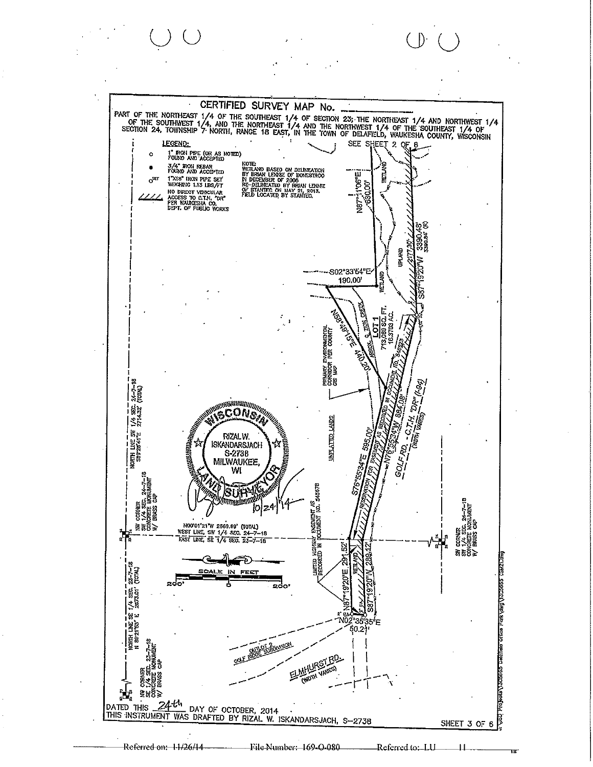# CERTIFIED SURVEY MAP No. ______

PART OF THE NORTHEAST 1/4 OF THE SOUTHEAST 1/4 OF SECTION 23; THE NORTHEAST 1/4 AND NORTHWEST 1/4 OF THE SOUTHWEST 1/4, AND THE NORTHEAST 1/4 AND THE NORTHWEST 1/4 OF THE SOUTHEAST 1/4 OF SECTION 24, TOWNSHIP 7 NORTH, RANGE 18 EAST, IN THE TOWN OF DELAFIELD, WAUKESHA COUNTY, WISCONSIN

**LEGEND:**

- ○ 1" IRON PIPE (OR AS NOTED) FOUND AND ACCEPTED
- ● 3/4" IRON REBAR FOUND AND ACCEPTED
- ○SET 1"X18" IRON PIPE SET WEIGHING 1.13 LBS/FT
- ////// NO DIRECT VEHICULAR ACCESS TO C.T.H. "DR" PER WAUKESHA CO. DEPT. OF PUBLIC WORKS

NOTE: WETLAND BASED ON DELINEATION BY BRIAN LENNIE OF BONESTROO IN DECEMBER OF 2006 RE-DELINEATED BY BRIAN LENNIE OF STANTEC ON MAY 21, 2013. FIELD LOCATED BY STANTEC.

SEE SHEET 2 OF 6

WETLAND

UPLAND

N87°11'06"E 630.00'

2177.30'

S87°19'20"W 3390.48' 3390.54' (R)

S02°33'54"E 190.00'

N56°49'15"E 441.02'

ARROW SPRING CREEK

LOT 1
713,089 SQ. FT.
16.3703 AC.

PRIMARY ENVIRONMENTAL CORRIDOR PER COUNTY GIS MAP

RESERVATION FOR EASEMENT AS RECORDED IN DOCUMENT NO. 548572

N76°55'34"W 884.08'

GOLF RD. - C.T.H. "DR" (I-94) (WIDTH VARIES)

UNPLATTED LANDS

S76°55'34"E 595.00'

NORTH LINE SW 1/4 SEC. 24-7-18 S89°28'41"E 2714.32' (TOTAL)

NW CORNER SW 1/4 SEC. 24-7-18 CONCRETE MONUMENT W/ BRASS CAP

N00°01'21"W 2569.69' (TOTAL)
WEST LINE, SW 1/4 SEC. 24-7-18
EAST LINE, SE 1/4 SEC. 23-7-18

WISCONSIN LAND SURVEYOR
RIZAL W. ISKANDARSJACH
S-2738
MILWAUKEE, WI

10/24/14

SW CORNER SW 1/4 SEC. 24-7-18 CONCRETE MONUMENT W/ BRASS CAP

LIMITED HIGHWAY EASEMENT AS RECORDED IN DOCUMENT NO. 545678

SCALE IN FEET
200' 0 200'

N87°19'20"E 291.52'

S87°19'20"W 289.12'

N02°35'35"E 50.21'

NORTH LINE SE 1/4 SEC. 23-7-18 N 88°21'53" E 2673.01' (TOTAL)

NW CORNER SE 1/4 SEC. 23-7-18 CONCRETE MONUMENT W/ BRASS CAP

OUTLOT 2 GOLF RIDGE SUBDIVISION

ELMHURST RD. (WIDTH VARIES)

DATED THIS 24th DAY OF OCTOBER, 2014
THIS INSTRUMENT WAS DRAFTED BY RIZAL W. ISKANDARSJACH, S-2738

SHEET 3 OF 6

Referred on: 11/26/14 File Number: 169-O-080 Referred to: LU 11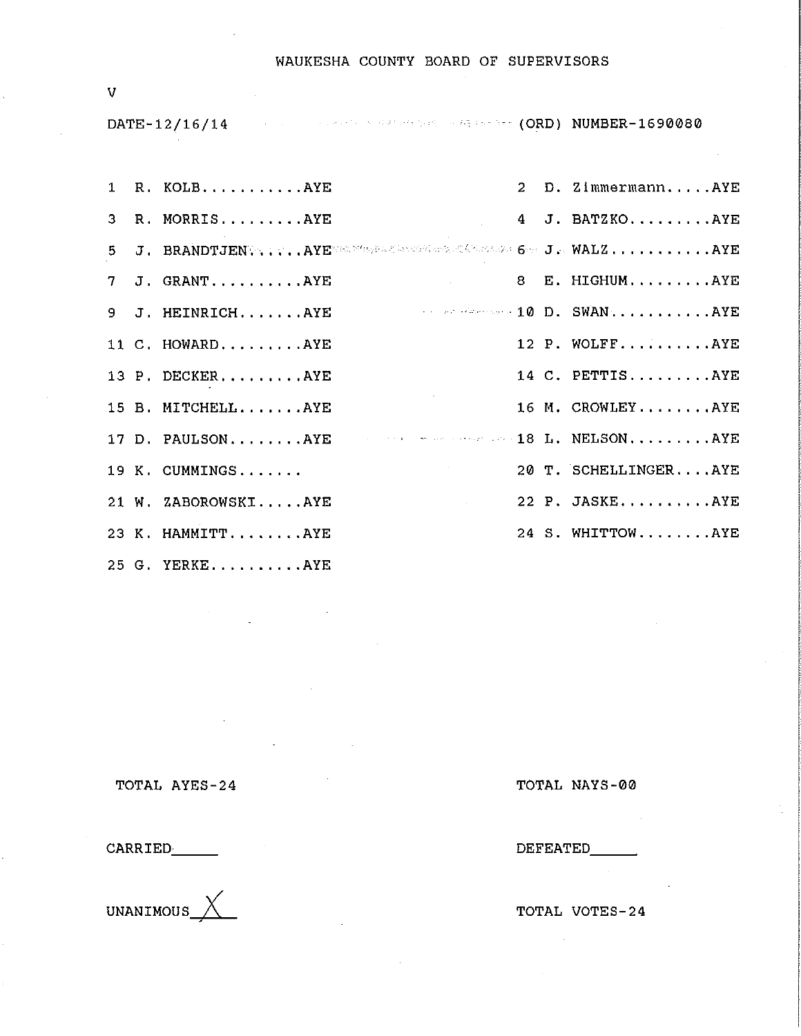# WAUKESHA COUNTY BOARD OF SUPERVISORS

V

DATE-12/16/14 (ORD) NUMBER-1690080

| | | | |
|---|---|---|---|
| 1 | R. KOLB...........AYE | 2 | D. Zimmermann.....AYE |
| 3 | R. MORRIS.........AYE | 4 | J. BATZKO.........AYE |
| 5 | J. BRANDTJEN......AYE | 6 | J. WALZ...........AYE |
| 7 | J. GRANT..........AYE | 8 | E. HIGHUM.........AYE |
| 9 | J. HEINRICH.......AYE | 10 | D. SWAN...........AYE |
| 11 | C. HOWARD.........AYE | 12 | P. WOLFF..........AYE |
| 13 | P. DECKER.........AYE | 14 | C. PETTIS.........AYE |
| 15 | B. MITCHELL.......AYE | 16 | M. CROWLEY........AYE |
| 17 | D. PAULSON........AYE | 18 | L. NELSON.........AYE |
| 19 | K. CUMMINGS....... | 20 | T. SCHELLINGER....AYE |
| 21 | W. ZABOROWSKI.....AYE | 22 | P. JASKE..........AYE |
| 23 | K. HAMMITT........AYE | 24 | S. WHITTOW........AYE |
| 25 | G. YERKE..........AYE | | |

TOTAL AYES-24 TOTAL NAYS-00

CARRIED_____ DEFEATED_____

UNANIMOUS X TOTAL VOTES-24